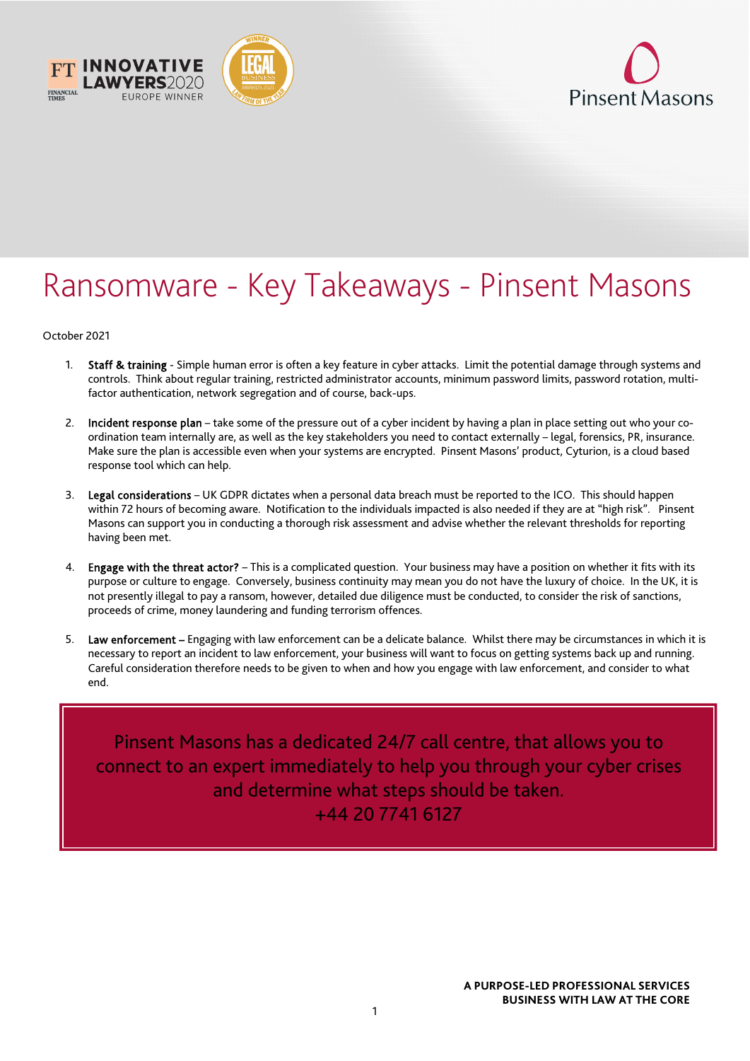# Ransomware - Key Takeaways - Pinsent Masons

October 2021

1. **Staff & training** - Simple human error is often a key feature in cyber attacks. Limit the potential damage through systems and controls. Think about regular training, restricted administrator accounts, minimum password limits, password rotation, multi-factor authentication, network segregation and of course, back-ups.

2. **Incident response plan** – take some of the pressure out of a cyber incident by having a plan in place setting out who your co-ordination team internally are, as well as the key stakeholders you need to contact externally – legal, forensics, PR, insurance. Make sure the plan is accessible even when your systems are encrypted. Pinsent Masons' product, Cyturion, is a cloud based response tool which can help.

3. **Legal considerations** – UK GDPR dictates when a personal data breach must be reported to the ICO. This should happen within 72 hours of becoming aware. Notification to the individuals impacted is also needed if they are at "high risk". Pinsent Masons can support you in conducting a thorough risk assessment and advise whether the relevant thresholds for reporting having been met.

4. **Engage with the threat actor?** – This is a complicated question. Your business may have a position on whether it fits with its purpose or culture to engage. Conversely, business continuity may mean you do not have the luxury of choice. In the UK, it is not presently illegal to pay a ransom, however, detailed due diligence must be conducted, to consider the risk of sanctions, proceeds of crime, money laundering and funding terrorism offences.

5. **Law enforcement –** Engaging with law enforcement can be a delicate balance. Whilst there may be circumstances in which it is necessary to report an incident to law enforcement, your business will want to focus on getting systems back up and running. Careful consideration therefore needs to be given to when and how you engage with law enforcement, and consider to what end.

> Pinsent Masons has a dedicated 24/7 call centre, that allows you to connect to an expert immediately to help you through your cyber crises and determine what steps should be taken.
> +44 20 7741 6127

**A PURPOSE-LED PROFESSIONAL SERVICES BUSINESS WITH LAW AT THE CORE**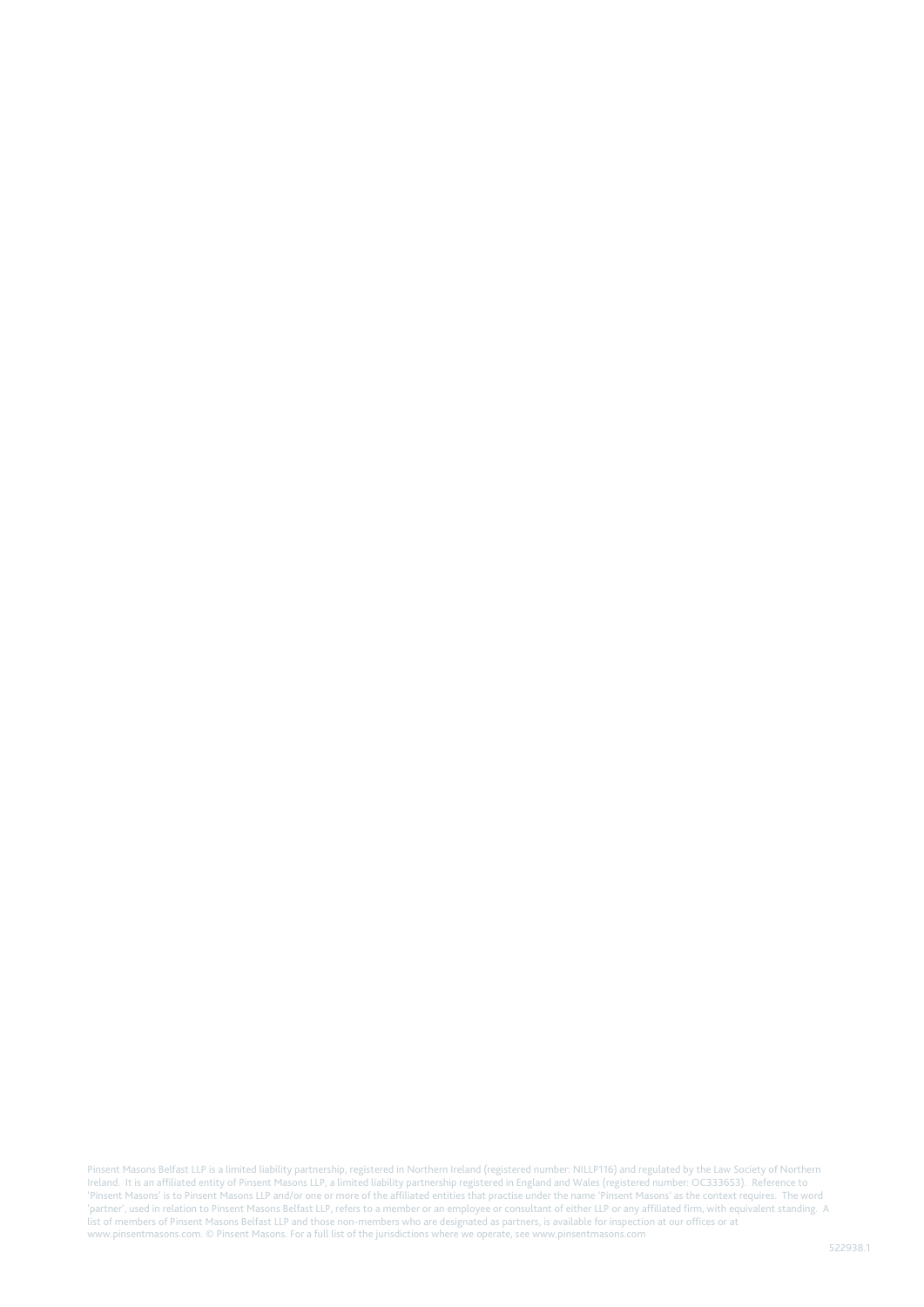Pinsent Masons Belfast LLP is a limited liability partnership, registered in Northern Ireland (registered number: NILLP116) and regulated by the Law Society of Northern Ireland. It is an affiliated entity of Pinsent Masons LLP, a limited liability partnership registered in England and Wales (registered number: OC333653). Reference to 'Pinsent Masons' is to Pinsent Masons LLP and/or one or more of the affiliated entities that practise under the name 'Pinsent Masons' as the context requires. The word 'partner', used in relation to Pinsent Masons Belfast LLP, refers to a member or an employee or consultant of either LLP or any affiliated firm, with equivalent standing. A list of members of Pinsent Masons Belfast LLP and those non-members who are designated as partners, is available for inspection at our offices or at www.pinsentmasons.com. © Pinsent Masons. For a full list of the jurisdictions where we operate, see www.pinsentmasons.com

522938.1